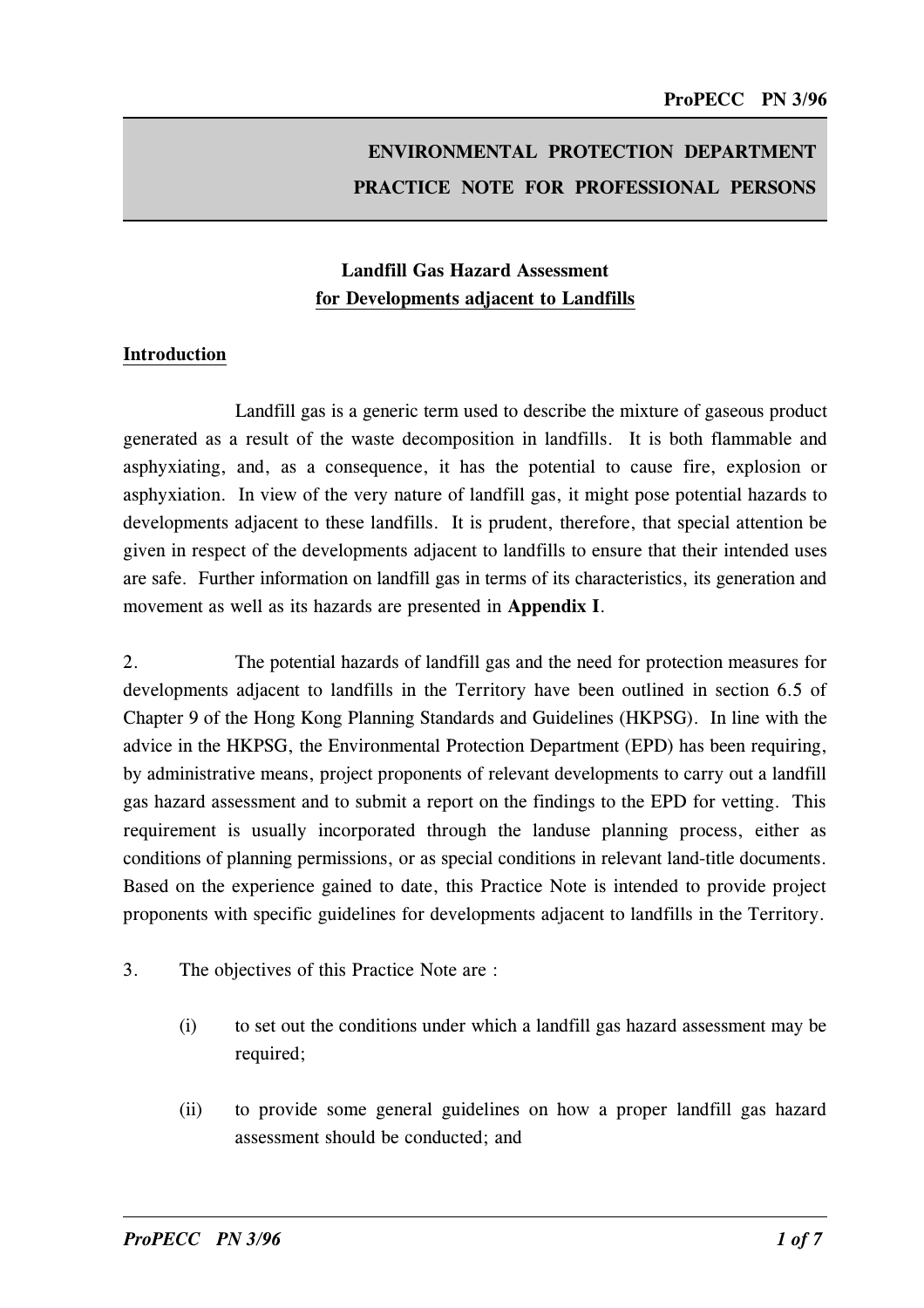# ENVIRONMENTAL PROTECTION DEPARTMENT
# PRACTICE NOTE FOR PROFESSIONAL PERSONS

## Landfill Gas Hazard Assessment for Developments adjacent to Landfills

### Introduction

Landfill gas is a generic term used to describe the mixture of gaseous product generated as a result of the waste decomposition in landfills. It is both flammable and asphyxiating, and, as a consequence, it has the potential to cause fire, explosion or asphyxiation. In view of the very nature of landfill gas, it might pose potential hazards to developments adjacent to these landfills. It is prudent, therefore, that special attention be given in respect of the developments adjacent to landfills to ensure that their intended uses are safe. Further information on landfill gas in terms of its characteristics, its generation and movement as well as its hazards are presented in **Appendix I**.

2. The potential hazards of landfill gas and the need for protection measures for developments adjacent to landfills in the Territory have been outlined in section 6.5 of Chapter 9 of the Hong Kong Planning Standards and Guidelines (HKPSG). In line with the advice in the HKPSG, the Environmental Protection Department (EPD) has been requiring, by administrative means, project proponents of relevant developments to carry out a landfill gas hazard assessment and to submit a report on the findings to the EPD for vetting. This requirement is usually incorporated through the landuse planning process, either as conditions of planning permissions, or as special conditions in relevant land-title documents. Based on the experience gained to date, this Practice Note is intended to provide project proponents with specific guidelines for developments adjacent to landfills in the Territory.

3. The objectives of this Practice Note are :

(i) to set out the conditions under which a landfill gas hazard assessment may be required;

(ii) to provide some general guidelines on how a proper landfill gas hazard assessment should be conducted; and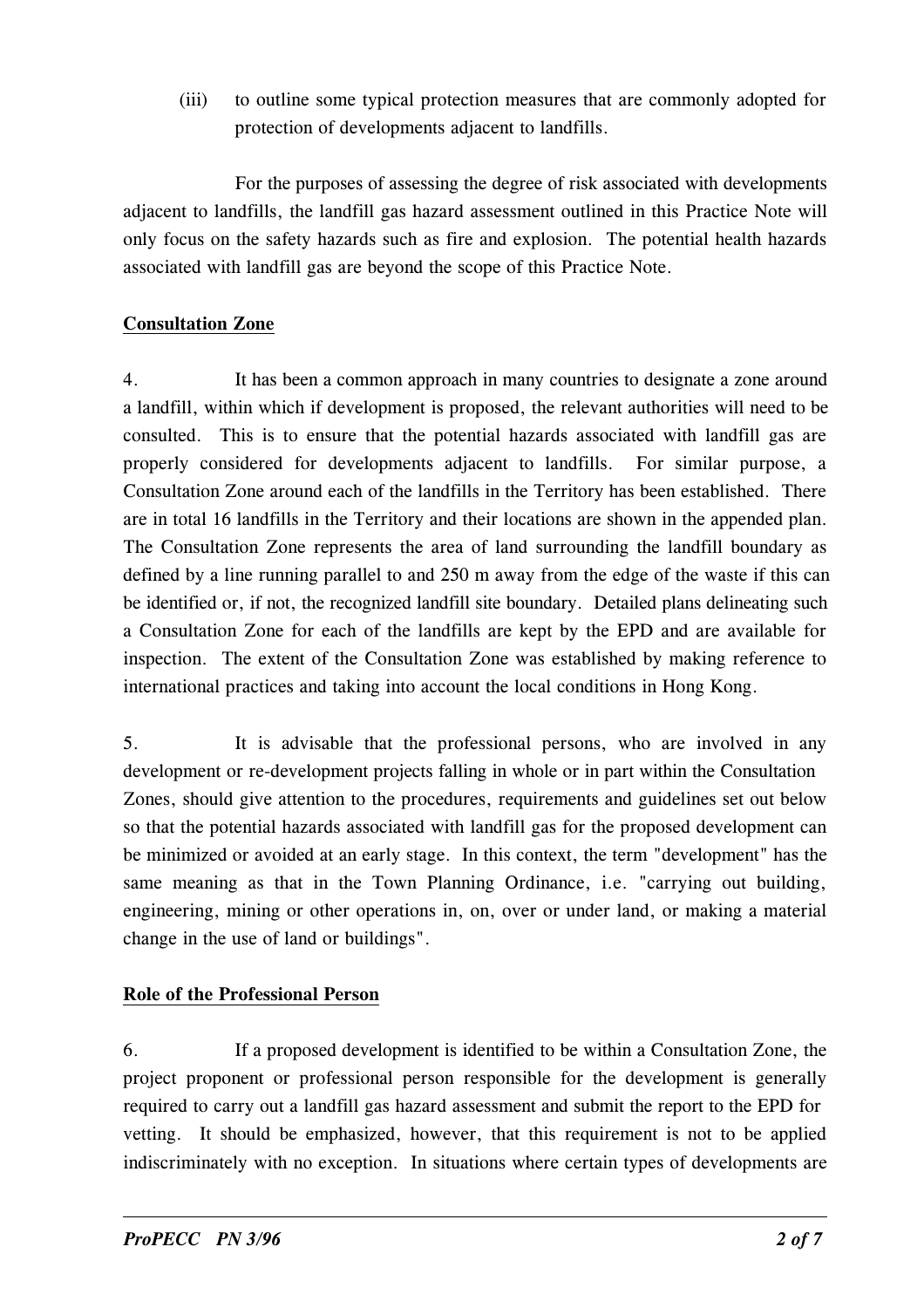(iii) to outline some typical protection measures that are commonly adopted for protection of developments adjacent to landfills.

For the purposes of assessing the degree of risk associated with developments adjacent to landfills, the landfill gas hazard assessment outlined in this Practice Note will only focus on the safety hazards such as fire and explosion. The potential health hazards associated with landfill gas are beyond the scope of this Practice Note.

## Consultation Zone

4. It has been a common approach in many countries to designate a zone around a landfill, within which if development is proposed, the relevant authorities will need to be consulted. This is to ensure that the potential hazards associated with landfill gas are properly considered for developments adjacent to landfills. For similar purpose, a Consultation Zone around each of the landfills in the Territory has been established. There are in total 16 landfills in the Territory and their locations are shown in the appended plan. The Consultation Zone represents the area of land surrounding the landfill boundary as defined by a line running parallel to and 250 m away from the edge of the waste if this can be identified or, if not, the recognized landfill site boundary. Detailed plans delineating such a Consultation Zone for each of the landfills are kept by the EPD and are available for inspection. The extent of the Consultation Zone was established by making reference to international practices and taking into account the local conditions in Hong Kong.

5. It is advisable that the professional persons, who are involved in any development or re-development projects falling in whole or in part within the Consultation Zones, should give attention to the procedures, requirements and guidelines set out below so that the potential hazards associated with landfill gas for the proposed development can be minimized or avoided at an early stage. In this context, the term "development" has the same meaning as that in the Town Planning Ordinance, i.e. "carrying out building, engineering, mining or other operations in, on, over or under land, or making a material change in the use of land or buildings".

## Role of the Professional Person

6. If a proposed development is identified to be within a Consultation Zone, the project proponent or professional person responsible for the development is generally required to carry out a landfill gas hazard assessment and submit the report to the EPD for vetting. It should be emphasized, however, that this requirement is not to be applied indiscriminately with no exception. In situations where certain types of developments are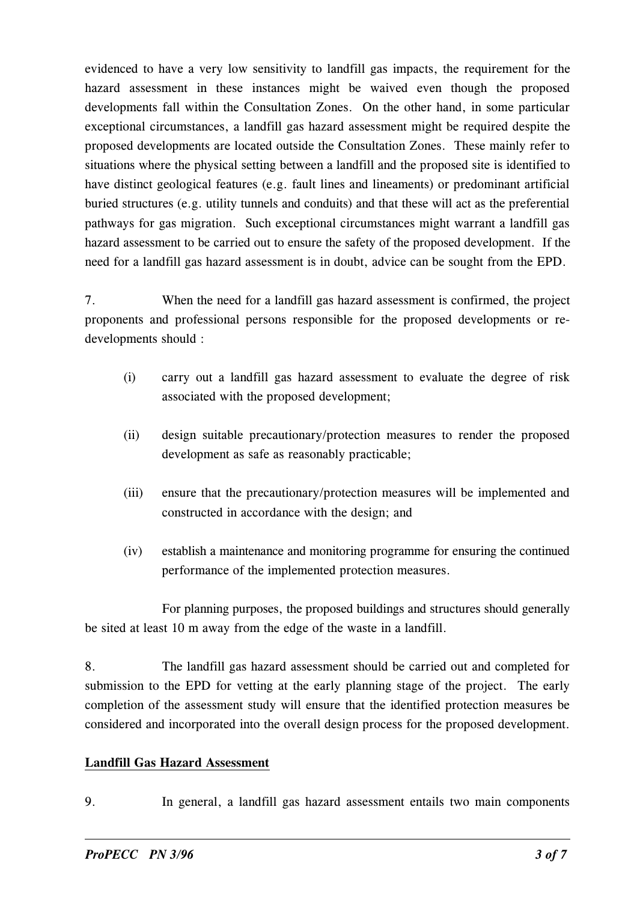evidenced to have a very low sensitivity to landfill gas impacts, the requirement for the hazard assessment in these instances might be waived even though the proposed developments fall within the Consultation Zones. On the other hand, in some particular exceptional circumstances, a landfill gas hazard assessment might be required despite the proposed developments are located outside the Consultation Zones. These mainly refer to situations where the physical setting between a landfill and the proposed site is identified to have distinct geological features (e.g. fault lines and lineaments) or predominant artificial buried structures (e.g. utility tunnels and conduits) and that these will act as the preferential pathways for gas migration. Such exceptional circumstances might warrant a landfill gas hazard assessment to be carried out to ensure the safety of the proposed development. If the need for a landfill gas hazard assessment is in doubt, advice can be sought from the EPD.

7. When the need for a landfill gas hazard assessment is confirmed, the project proponents and professional persons responsible for the proposed developments or re-developments should :

(i) carry out a landfill gas hazard assessment to evaluate the degree of risk associated with the proposed development;

(ii) design suitable precautionary/protection measures to render the proposed development as safe as reasonably practicable;

(iii) ensure that the precautionary/protection measures will be implemented and constructed in accordance with the design; and

(iv) establish a maintenance and monitoring programme for ensuring the continued performance of the implemented protection measures.

For planning purposes, the proposed buildings and structures should generally be sited at least 10 m away from the edge of the waste in a landfill.

8. The landfill gas hazard assessment should be carried out and completed for submission to the EPD for vetting at the early planning stage of the project. The early completion of the assessment study will ensure that the identified protection measures be considered and incorporated into the overall design process for the proposed development.

## Landfill Gas Hazard Assessment

9. In general, a landfill gas hazard assessment entails two main components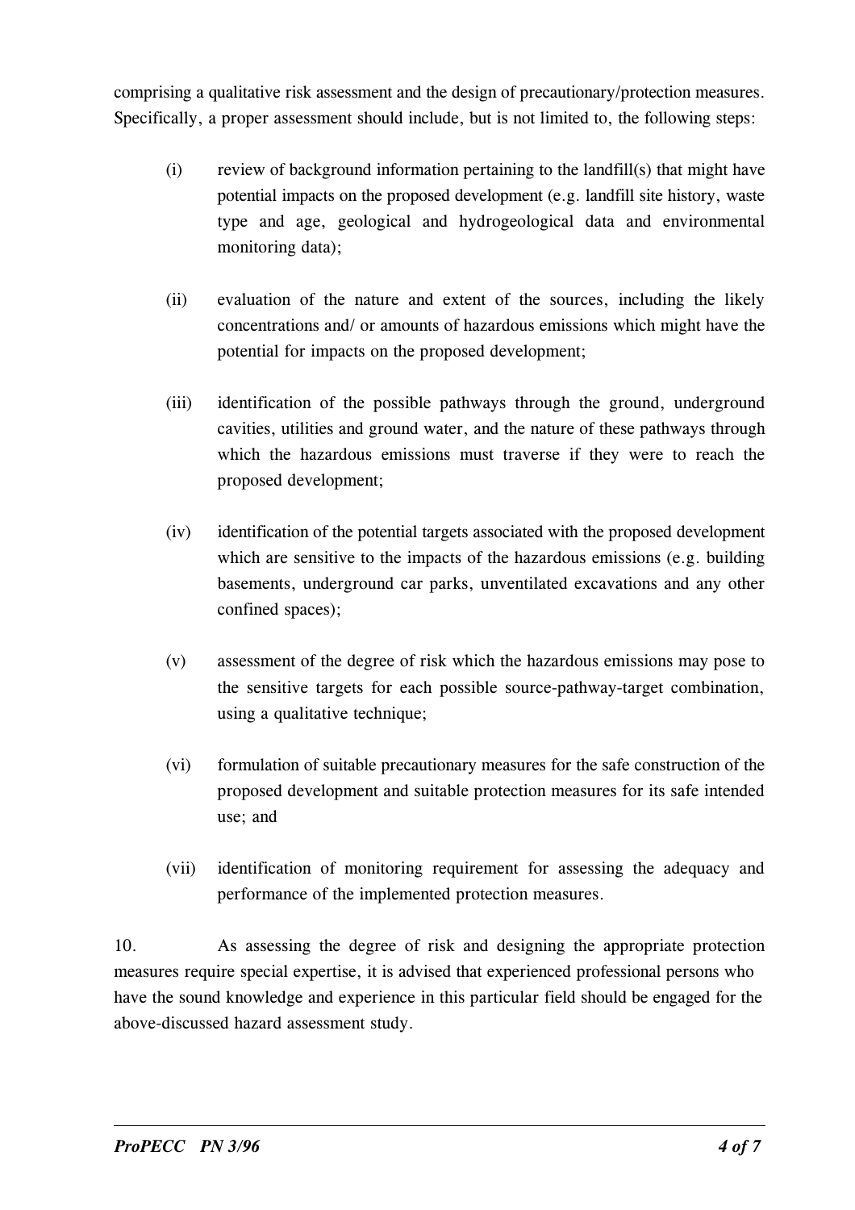comprising a qualitative risk assessment and the design of precautionary/protection measures. Specifically, a proper assessment should include, but is not limited to, the following steps:

(i) review of background information pertaining to the landfill(s) that might have potential impacts on the proposed development (e.g. landfill site history, waste type and age, geological and hydrogeological data and environmental monitoring data);

(ii) evaluation of the nature and extent of the sources, including the likely concentrations and/ or amounts of hazardous emissions which might have the potential for impacts on the proposed development;

(iii) identification of the possible pathways through the ground, underground cavities, utilities and ground water, and the nature of these pathways through which the hazardous emissions must traverse if they were to reach the proposed development;

(iv) identification of the potential targets associated with the proposed development which are sensitive to the impacts of the hazardous emissions (e.g. building basements, underground car parks, unventilated excavations and any other confined spaces);

(v) assessment of the degree of risk which the hazardous emissions may pose to the sensitive targets for each possible source-pathway-target combination, using a qualitative technique;

(vi) formulation of suitable precautionary measures for the safe construction of the proposed development and suitable protection measures for its safe intended use; and

(vii) identification of monitoring requirement for assessing the adequacy and performance of the implemented protection measures.

10. As assessing the degree of risk and designing the appropriate protection measures require special expertise, it is advised that experienced professional persons who have the sound knowledge and experience in this particular field should be engaged for the above-discussed hazard assessment study.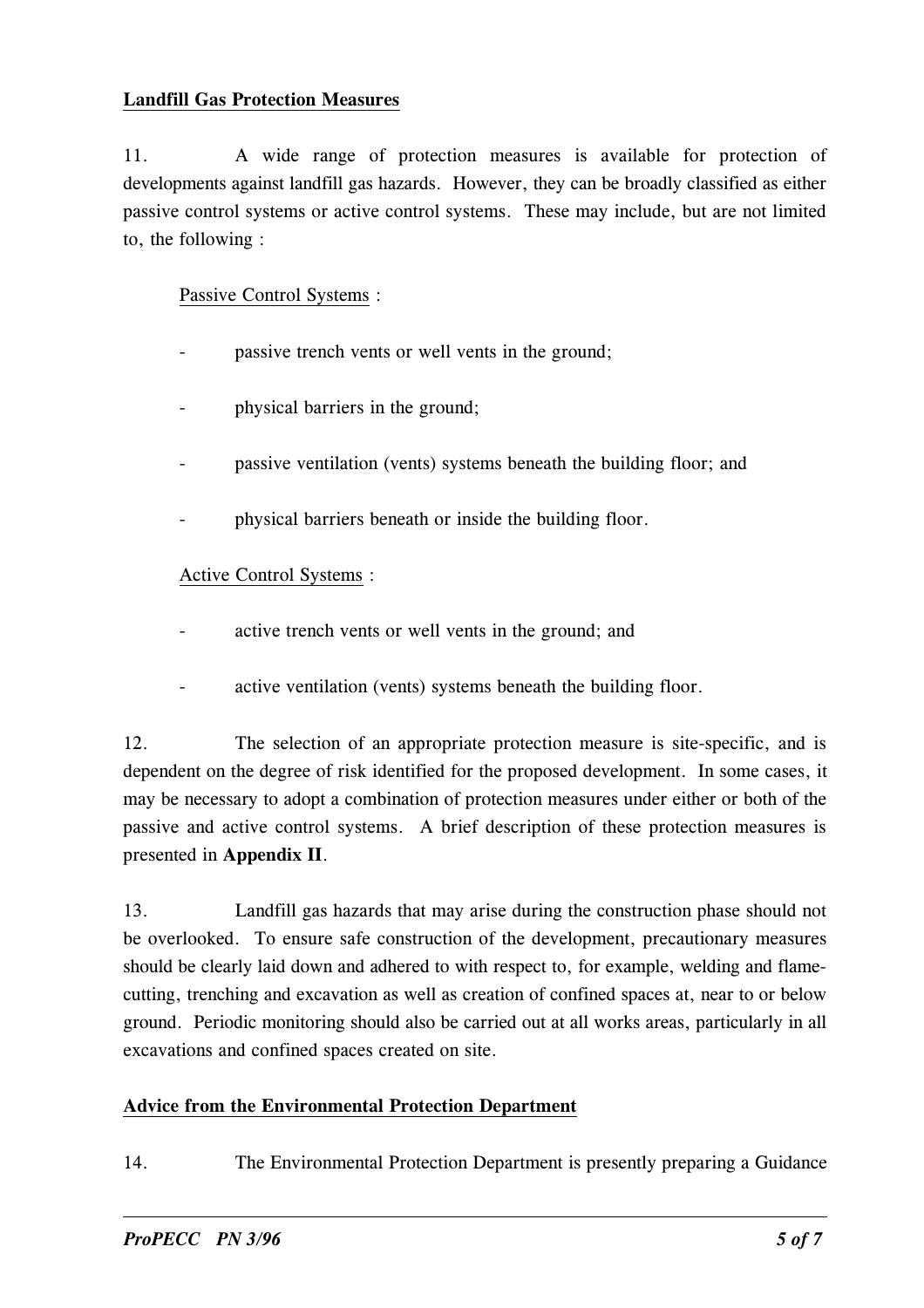**Landfill Gas Protection Measures**

11. A wide range of protection measures is available for protection of developments against landfill gas hazards. However, they can be broadly classified as either passive control systems or active control systems. These may include, but are not limited to, the following :

Passive Control Systems :

- passive trench vents or well vents in the ground;
- physical barriers in the ground;
- passive ventilation (vents) systems beneath the building floor; and
- physical barriers beneath or inside the building floor.

Active Control Systems :

- active trench vents or well vents in the ground; and
- active ventilation (vents) systems beneath the building floor.

12. The selection of an appropriate protection measure is site-specific, and is dependent on the degree of risk identified for the proposed development. In some cases, it may be necessary to adopt a combination of protection measures under either or both of the passive and active control systems. A brief description of these protection measures is presented in **Appendix II**.

13. Landfill gas hazards that may arise during the construction phase should not be overlooked. To ensure safe construction of the development, precautionary measures should be clearly laid down and adhered to with respect to, for example, welding and flame-cutting, trenching and excavation as well as creation of confined spaces at, near to or below ground. Periodic monitoring should also be carried out at all works areas, particularly in all excavations and confined spaces created on site.

**Advice from the Environmental Protection Department**

14. The Environmental Protection Department is presently preparing a Guidance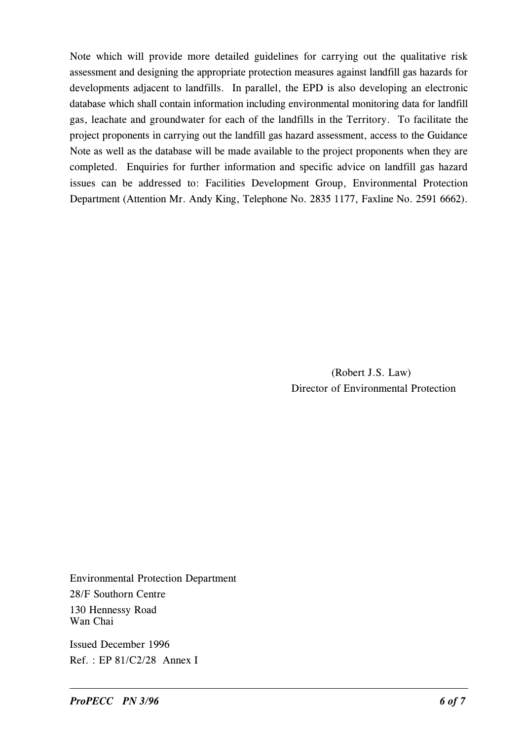Note which will provide more detailed guidelines for carrying out the qualitative risk assessment and designing the appropriate protection measures against landfill gas hazards for developments adjacent to landfills. In parallel, the EPD is also developing an electronic database which shall contain information including environmental monitoring data for landfill gas, leachate and groundwater for each of the landfills in the Territory. To facilitate the project proponents in carrying out the landfill gas hazard assessment, access to the Guidance Note as well as the database will be made available to the project proponents when they are completed. Enquiries for further information and specific advice on landfill gas hazard issues can be addressed to: Facilities Development Group, Environmental Protection Department (Attention Mr. Andy King, Telephone No. 2835 1177, Faxline No. 2591 6662).

(Robert J.S. Law)
Director of Environmental Protection

Environmental Protection Department
28/F Southorn Centre
130 Hennessy Road
Wan Chai

Issued December 1996
Ref. : EP 81/C2/28 Annex I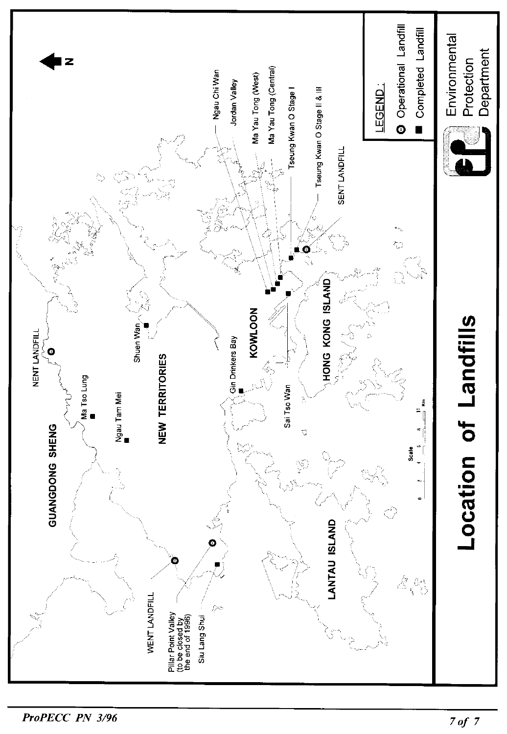# Location of Landfills

Environmental Protection Department

LEGEND:

- Operational Landfill
- Completed Landfill

GUANGDONG SHENG

NEW TERRITORIES

KOWLOON

HONG KONG ISLAND

LANTAU ISLAND

NENT LANDFILL

Ma Tso Lung

Ngau Tam Mei

Shuen Wan

Gin Drinkers Bay

Sai Tso Wan

WENT LANDFILL

Pillar Point Valley (to be closed by the end of 1996)

Siu Lang Shui

Ngau Chi Wan

Jordan Valley

Ma Yau Tong (West)

Ma Yau Tong (Central)

Tseung Kwan O Stage I

Tseung Kwan O Stage II & III

SENT LANDFILL

Scale 0 2 4 6 8 10 Km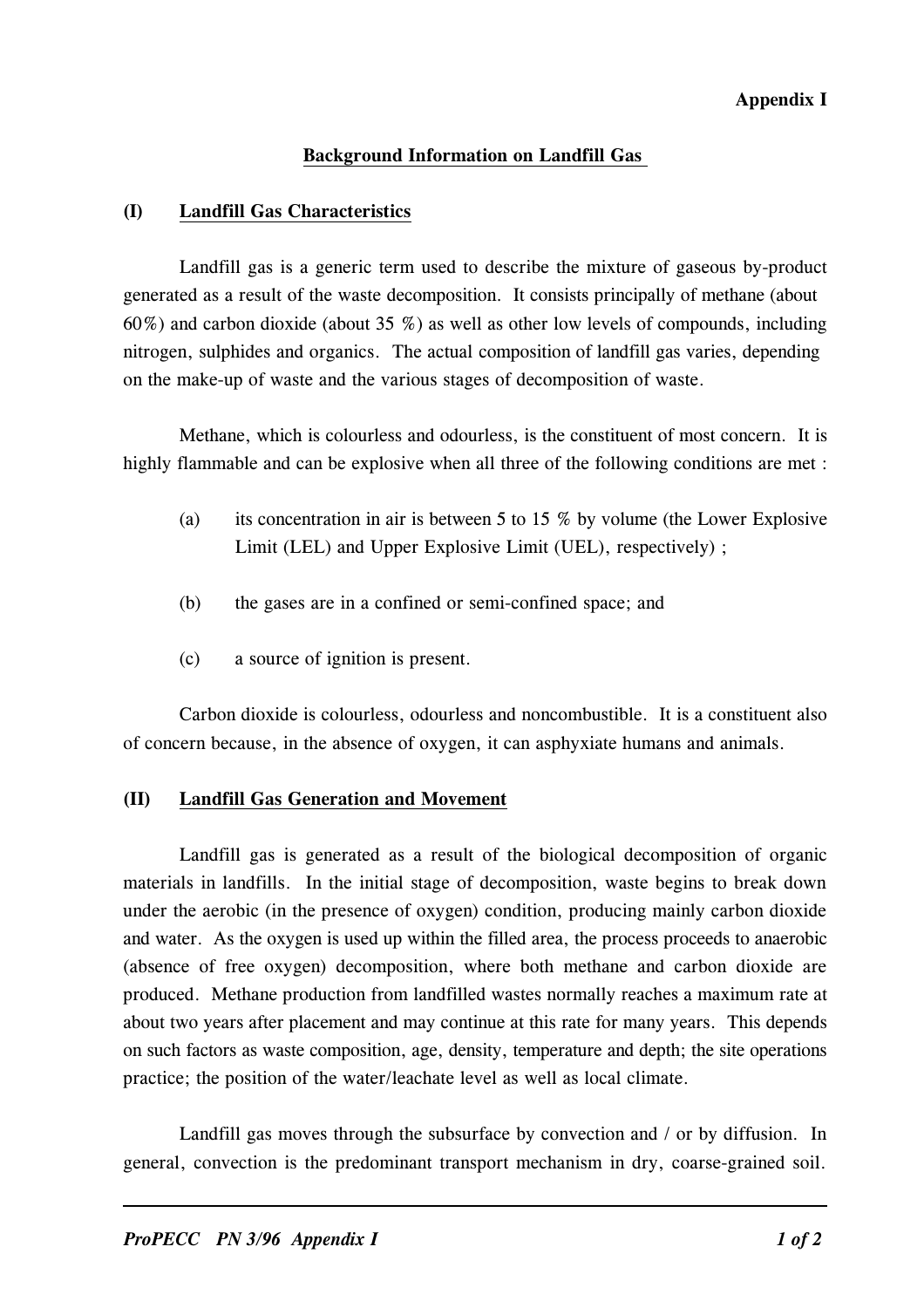**Appendix I**

## Background Information on Landfill Gas

### (I) Landfill Gas Characteristics

Landfill gas is a generic term used to describe the mixture of gaseous by-product generated as a result of the waste decomposition. It consists principally of methane (about 60%) and carbon dioxide (about 35 %) as well as other low levels of compounds, including nitrogen, sulphides and organics. The actual composition of landfill gas varies, depending on the make-up of waste and the various stages of decomposition of waste.

Methane, which is colourless and odourless, is the constituent of most concern. It is highly flammable and can be explosive when all three of the following conditions are met :

(a) its concentration in air is between 5 to 15 % by volume (the Lower Explosive Limit (LEL) and Upper Explosive Limit (UEL), respectively) ;

(b) the gases are in a confined or semi-confined space; and

(c) a source of ignition is present.

Carbon dioxide is colourless, odourless and noncombustible. It is a constituent also of concern because, in the absence of oxygen, it can asphyxiate humans and animals.

### (II) Landfill Gas Generation and Movement

Landfill gas is generated as a result of the biological decomposition of organic materials in landfills. In the initial stage of decomposition, waste begins to break down under the aerobic (in the presence of oxygen) condition, producing mainly carbon dioxide and water. As the oxygen is used up within the filled area, the process proceeds to anaerobic (absence of free oxygen) decomposition, where both methane and carbon dioxide are produced. Methane production from landfilled wastes normally reaches a maximum rate at about two years after placement and may continue at this rate for many years. This depends on such factors as waste composition, age, density, temperature and depth; the site operations practice; the position of the water/leachate level as well as local climate.

Landfill gas moves through the subsurface by convection and / or by diffusion. In general, convection is the predominant transport mechanism in dry, coarse-grained soil.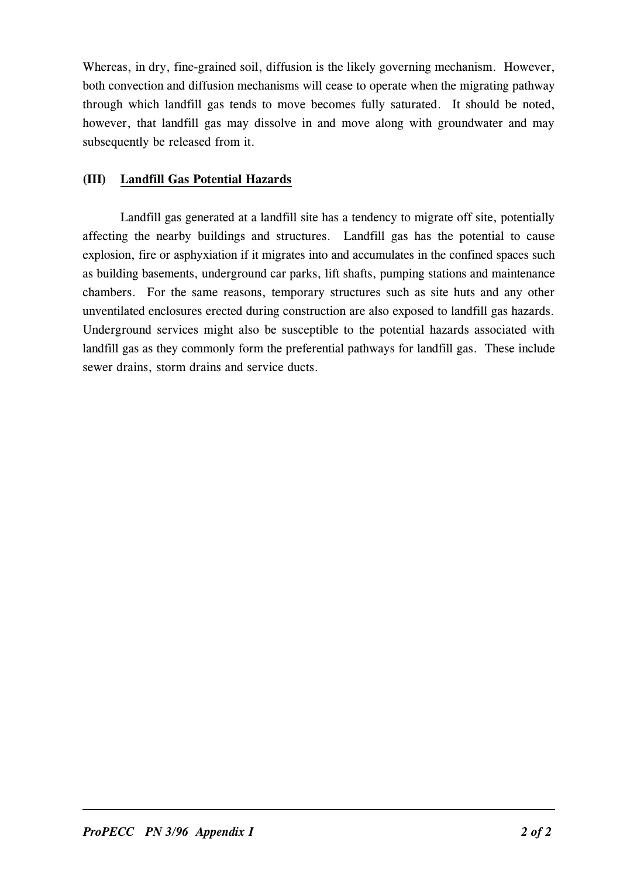Whereas, in dry, fine-grained soil, diffusion is the likely governing mechanism. However, both convection and diffusion mechanisms will cease to operate when the migrating pathway through which landfill gas tends to move becomes fully saturated. It should be noted, however, that landfill gas may dissolve in and move along with groundwater and may subsequently be released from it.

**(III) <u>Landfill Gas Potential Hazards</u>**

Landfill gas generated at a landfill site has a tendency to migrate off site, potentially affecting the nearby buildings and structures. Landfill gas has the potential to cause explosion, fire or asphyxiation if it migrates into and accumulates in the confined spaces such as building basements, underground car parks, lift shafts, pumping stations and maintenance chambers. For the same reasons, temporary structures such as site huts and any other unventilated enclosures erected during construction are also exposed to landfill gas hazards. Underground services might also be susceptible to the potential hazards associated with landfill gas as they commonly form the preferential pathways for landfill gas. These include sewer drains, storm drains and service ducts.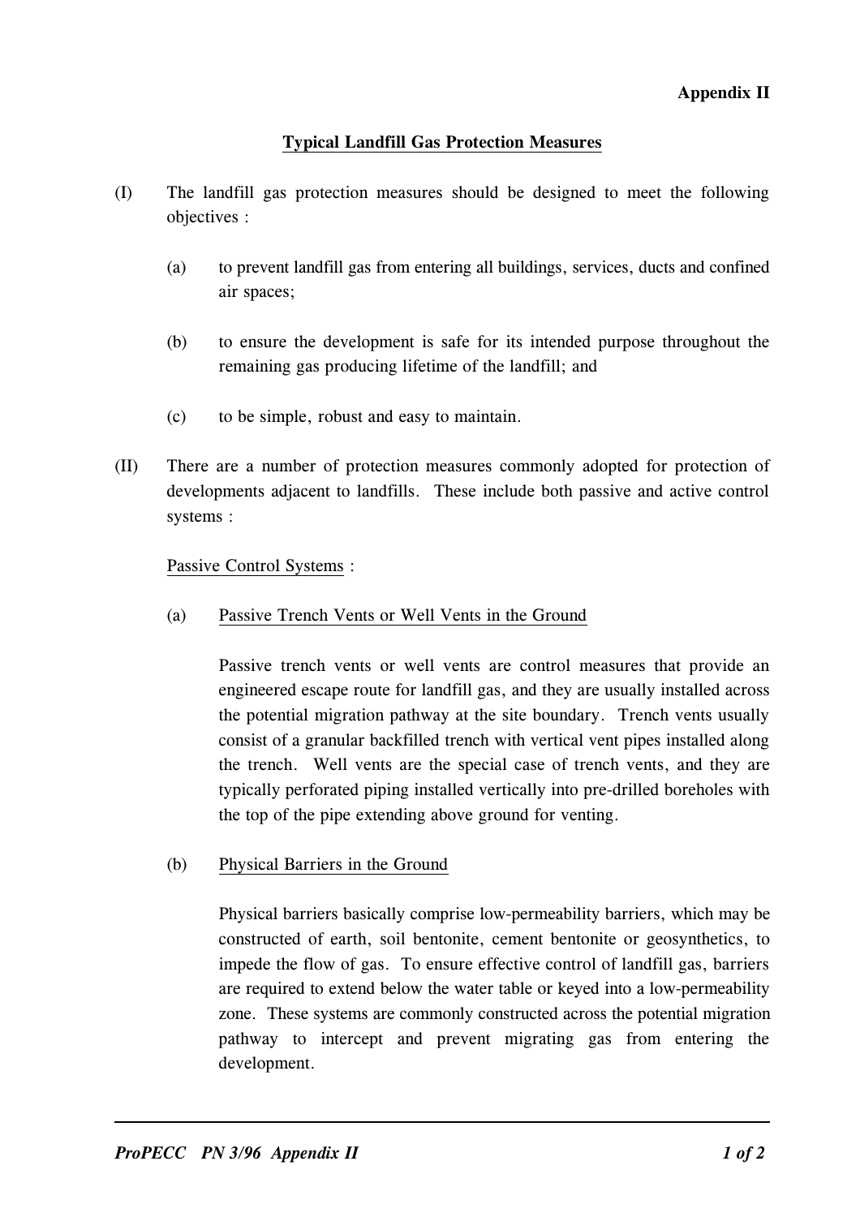**Appendix II**

## Typical Landfill Gas Protection Measures

(I) The landfill gas protection measures should be designed to meet the following objectives :

(a) to prevent landfill gas from entering all buildings, services, ducts and confined air spaces;

(b) to ensure the development is safe for its intended purpose throughout the remaining gas producing lifetime of the landfill; and

(c) to be simple, robust and easy to maintain.

(II) There are a number of protection measures commonly adopted for protection of developments adjacent to landfills. These include both passive and active control systems :

Passive Control Systems :

(a) Passive Trench Vents or Well Vents in the Ground

Passive trench vents or well vents are control measures that provide an engineered escape route for landfill gas, and they are usually installed across the potential migration pathway at the site boundary. Trench vents usually consist of a granular backfilled trench with vertical vent pipes installed along the trench. Well vents are the special case of trench vents, and they are typically perforated piping installed vertically into pre-drilled boreholes with the top of the pipe extending above ground for venting.

(b) Physical Barriers in the Ground

Physical barriers basically comprise low-permeability barriers, which may be constructed of earth, soil bentonite, cement bentonite or geosynthetics, to impede the flow of gas. To ensure effective control of landfill gas, barriers are required to extend below the water table or keyed into a low-permeability zone. These systems are commonly constructed across the potential migration pathway to intercept and prevent migrating gas from entering the development.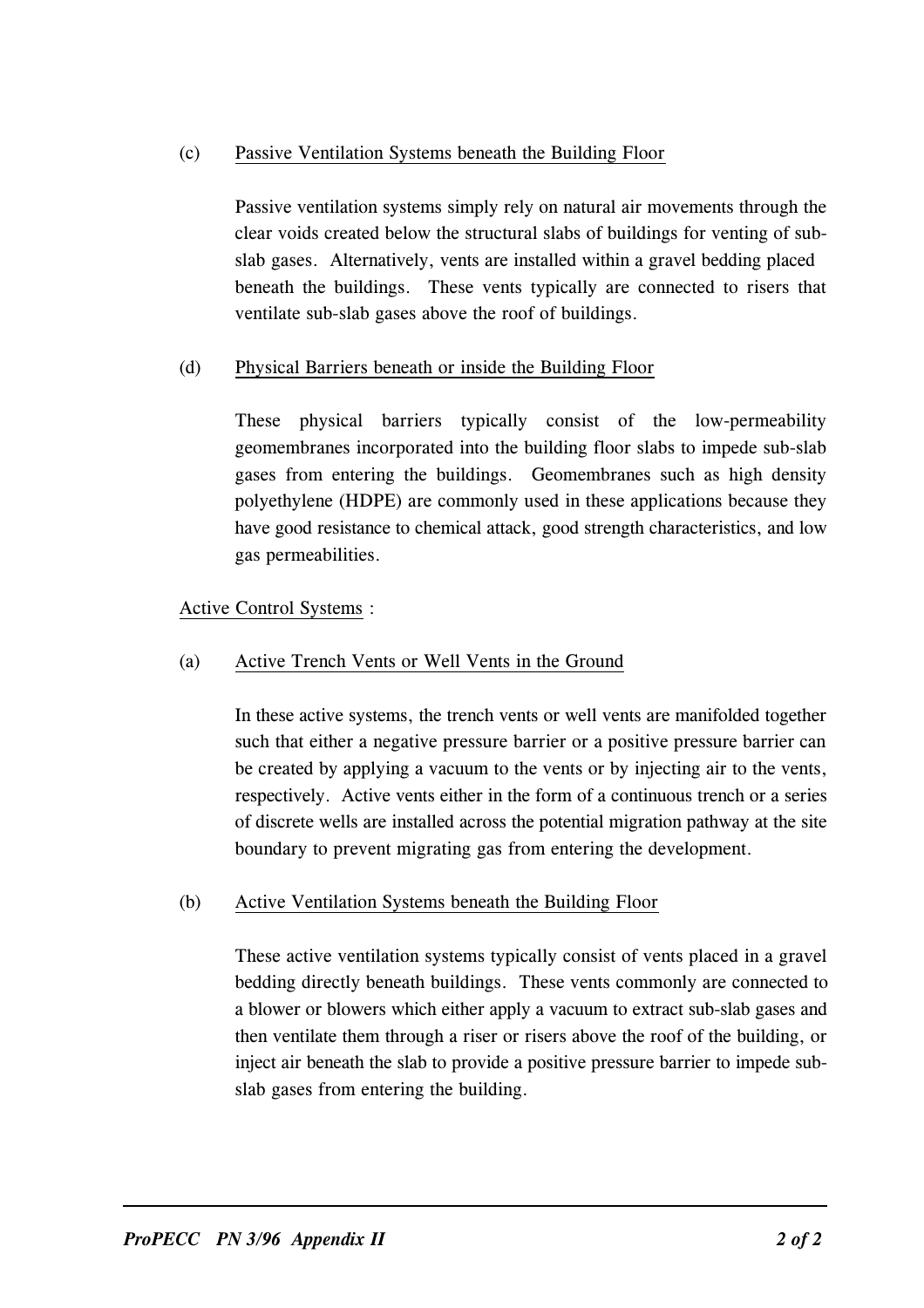(c) Passive Ventilation Systems beneath the Building Floor

Passive ventilation systems simply rely on natural air movements through the clear voids created below the structural slabs of buildings for venting of sub-slab gases. Alternatively, vents are installed within a gravel bedding placed beneath the buildings. These vents typically are connected to risers that ventilate sub-slab gases above the roof of buildings.

(d) Physical Barriers beneath or inside the Building Floor

These physical barriers typically consist of the low-permeability geomembranes incorporated into the building floor slabs to impede sub-slab gases from entering the buildings. Geomembranes such as high density polyethylene (HDPE) are commonly used in these applications because they have good resistance to chemical attack, good strength characteristics, and low gas permeabilities.

Active Control Systems :

(a) Active Trench Vents or Well Vents in the Ground

In these active systems, the trench vents or well vents are manifolded together such that either a negative pressure barrier or a positive pressure barrier can be created by applying a vacuum to the vents or by injecting air to the vents, respectively. Active vents either in the form of a continuous trench or a series of discrete wells are installed across the potential migration pathway at the site boundary to prevent migrating gas from entering the development.

(b) Active Ventilation Systems beneath the Building Floor

These active ventilation systems typically consist of vents placed in a gravel bedding directly beneath buildings. These vents commonly are connected to a blower or blowers which either apply a vacuum to extract sub-slab gases and then ventilate them through a riser or risers above the roof of the building, or inject air beneath the slab to provide a positive pressure barrier to impede sub-slab gases from entering the building.